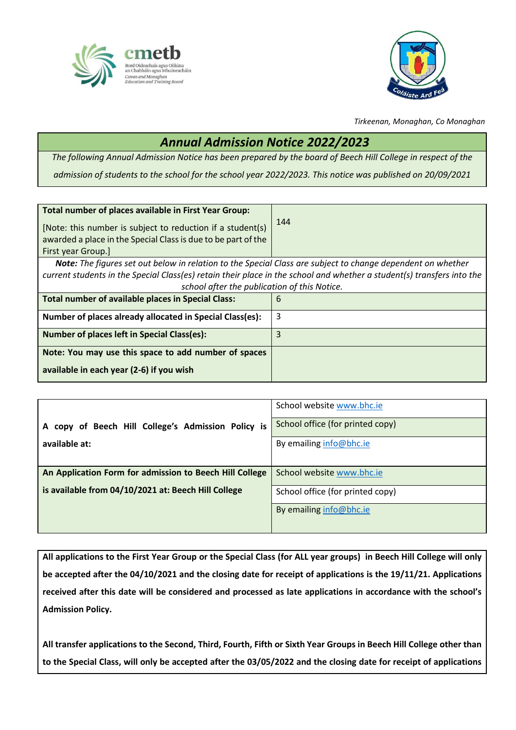*Tirkeenan, Monaghan, Co Monaghan*

# *Annual Admission Notice 2022/2023*

*The following Annual Admission Notice has been prepared by the board of Beech Hill College in respect of the admission of students to the school for the school year 2022/2023. This notice was published on 20/09/2021*

| **Total number of places available in First Year Group:** [Note: this number is subject to reduction if a student(s) awarded a place in the Special Class is due to be part of the First year Group.] | 144 |
|---|---|
| ***Note:*** *The figures set out below in relation to the Special Class are subject to change dependent on whether current students in the Special Class(es) retain their place in the school and whether a student(s) transfers into the school after the publication of this Notice.* | |
| **Total number of available places in Special Class:** | 6 |
| **Number of places already allocated in Special Class(es):** | 3 |
| **Number of places left in Special Class(es):** | 3 |
| **Note: You may use this space to add number of spaces available in each year (2-6) if you wish** | |

| | |
|---|---|
| **A copy of Beech Hill College's Admission Policy is available at:** | School website www.bhc.ie |
| | School office (for printed copy) |
| | By emailing info@bhc.ie |
| **An Application Form for admission to Beech Hill College is available from 04/10/2021 at: Beech Hill College** | School website www.bhc.ie |
| | School office (for printed copy) |
| | By emailing info@bhc.ie |

**All applications to the First Year Group or the Special Class (for ALL year groups) in Beech Hill College will only be accepted after the 04/10/2021 and the closing date for receipt of applications is the 19/11/21. Applications received after this date will be considered and processed as late applications in accordance with the school's Admission Policy.**

**All transfer applications to the Second, Third, Fourth, Fifth or Sixth Year Groups in Beech Hill College other than to the Special Class, will only be accepted after the 03/05/2022 and the closing date for receipt of applications**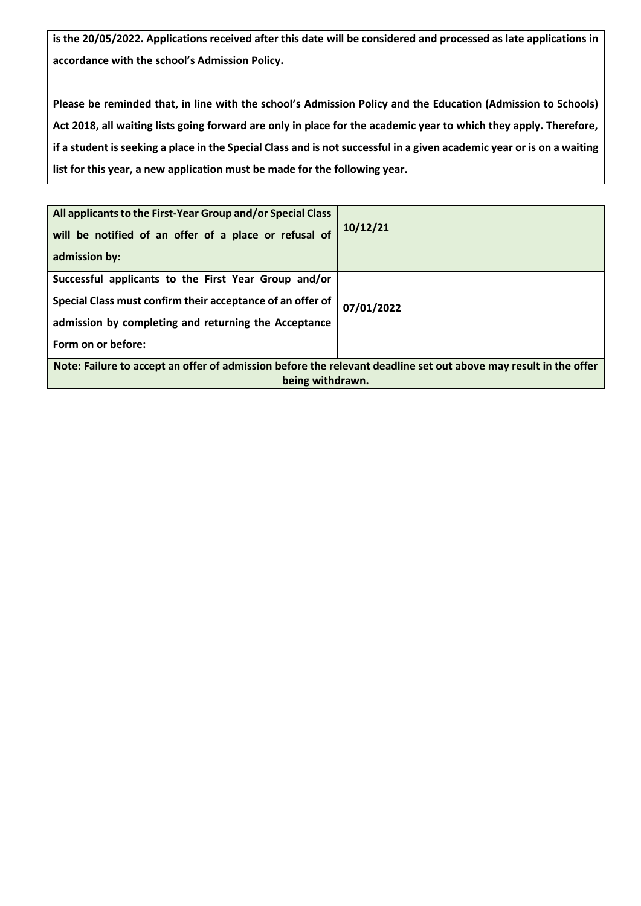**is the 20/05/2022. Applications received after this date will be considered and processed as late applications in accordance with the school's Admission Policy.**

**Please be reminded that, in line with the school's Admission Policy and the Education (Admission to Schools) Act 2018, all waiting lists going forward are only in place for the academic year to which they apply. Therefore, if a student is seeking a place in the Special Class and is not successful in a given academic year or is on a waiting list for this year, a new application must be made for the following year.**

| | |
|---|---|
| **All applicants to the First-Year Group and/or Special Class will be notified of an offer of a place or refusal of admission by:** | **10/12/21** |
| **Successful applicants to the First Year Group and/or Special Class must confirm their acceptance of an offer of admission by completing and returning the Acceptance Form on or before:** | **07/01/2022** |
| **Note: Failure to accept an offer of admission before the relevant deadline set out above may result in the offer being withdrawn.** | |